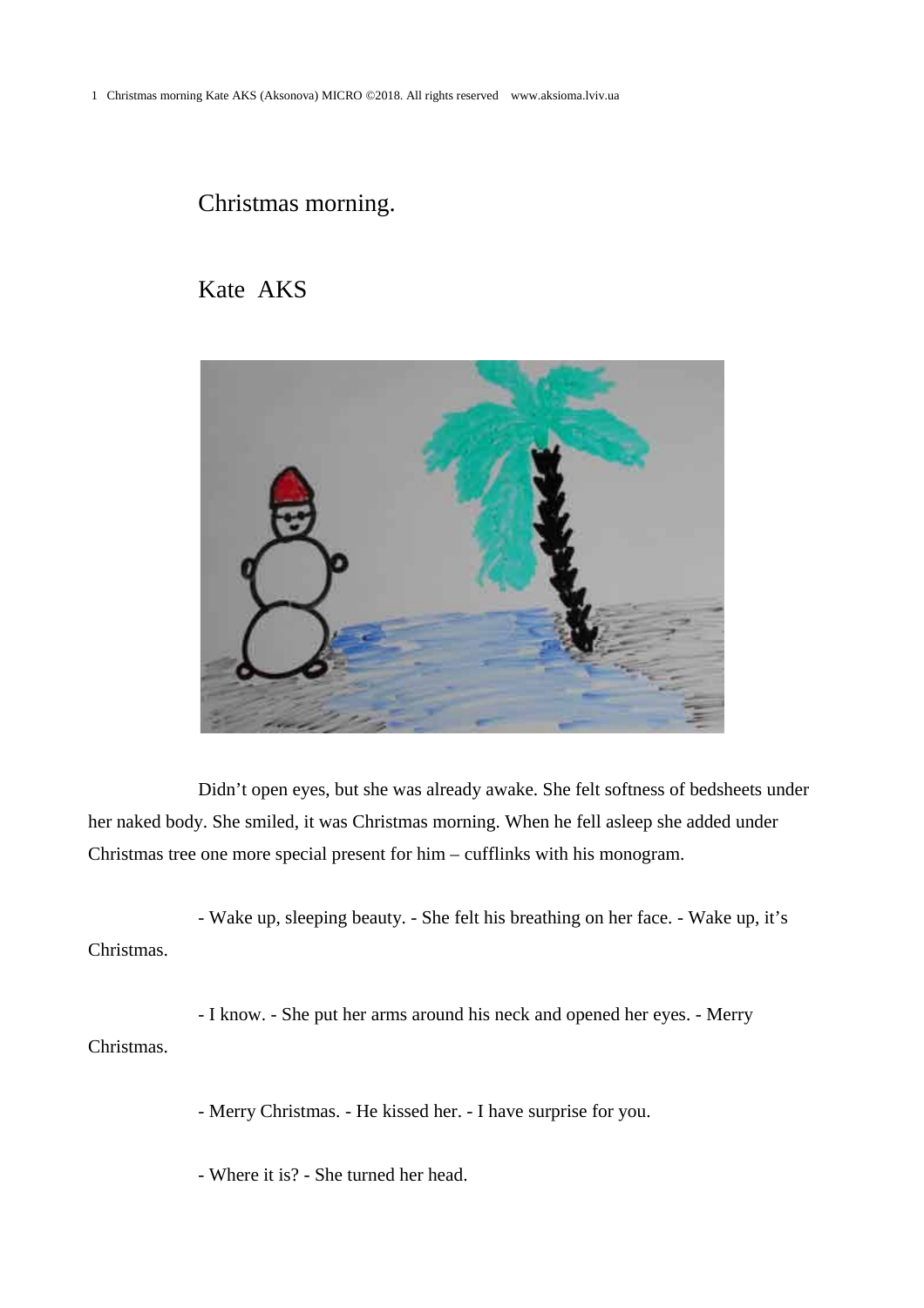# Christmas morning.

## Kate AKS

Didn't open eyes, but she was already awake. She felt softness of bedsheets under her naked body. She smiled, it was Christmas morning. When he fell asleep she added under Christmas tree one more special present for him – cufflinks with his monogram.

- Wake up, sleeping beauty. - She felt his breathing on her face. - Wake up, it's Christmas.

- I know. - She put her arms around his neck and opened her eyes. - Merry Christmas.

- Merry Christmas. - He kissed her. - I have surprise for you.

- Where it is? - She turned her head.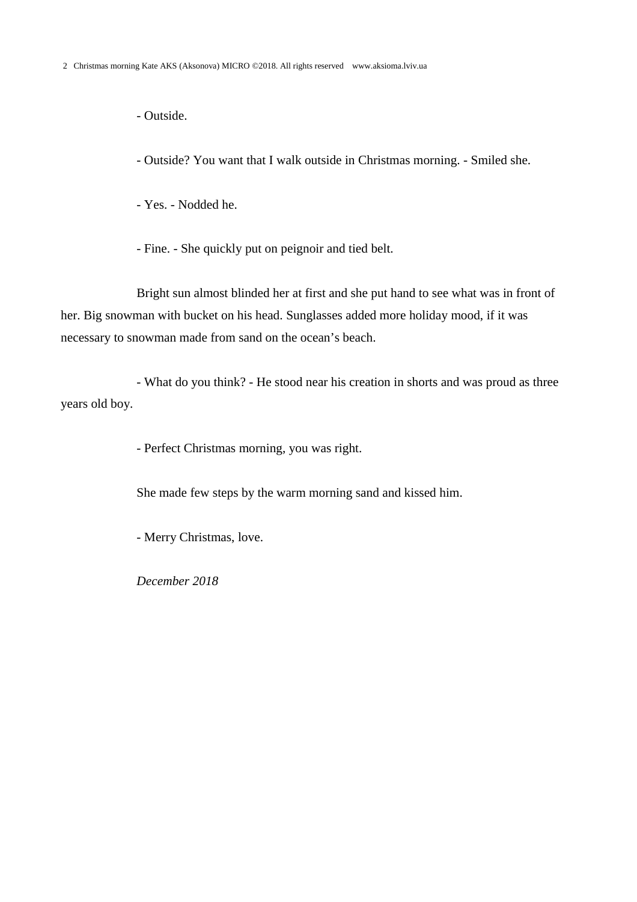- Outside.

- Outside? You want that I walk outside in Christmas morning. - Smiled she.

- Yes. - Nodded he.

- Fine. - She quickly put on peignoir and tied belt.

Bright sun almost blinded her at first and she put hand to see what was in front of her. Big snowman with bucket on his head. Sunglasses added more holiday mood, if it was necessary to snowman made from sand on the ocean's beach.

- What do you think? - He stood near his creation in shorts and was proud as three years old boy.

- Perfect Christmas morning, you was right.

She made few steps by the warm morning sand and kissed him.

- Merry Christmas, love.

*December 2018*